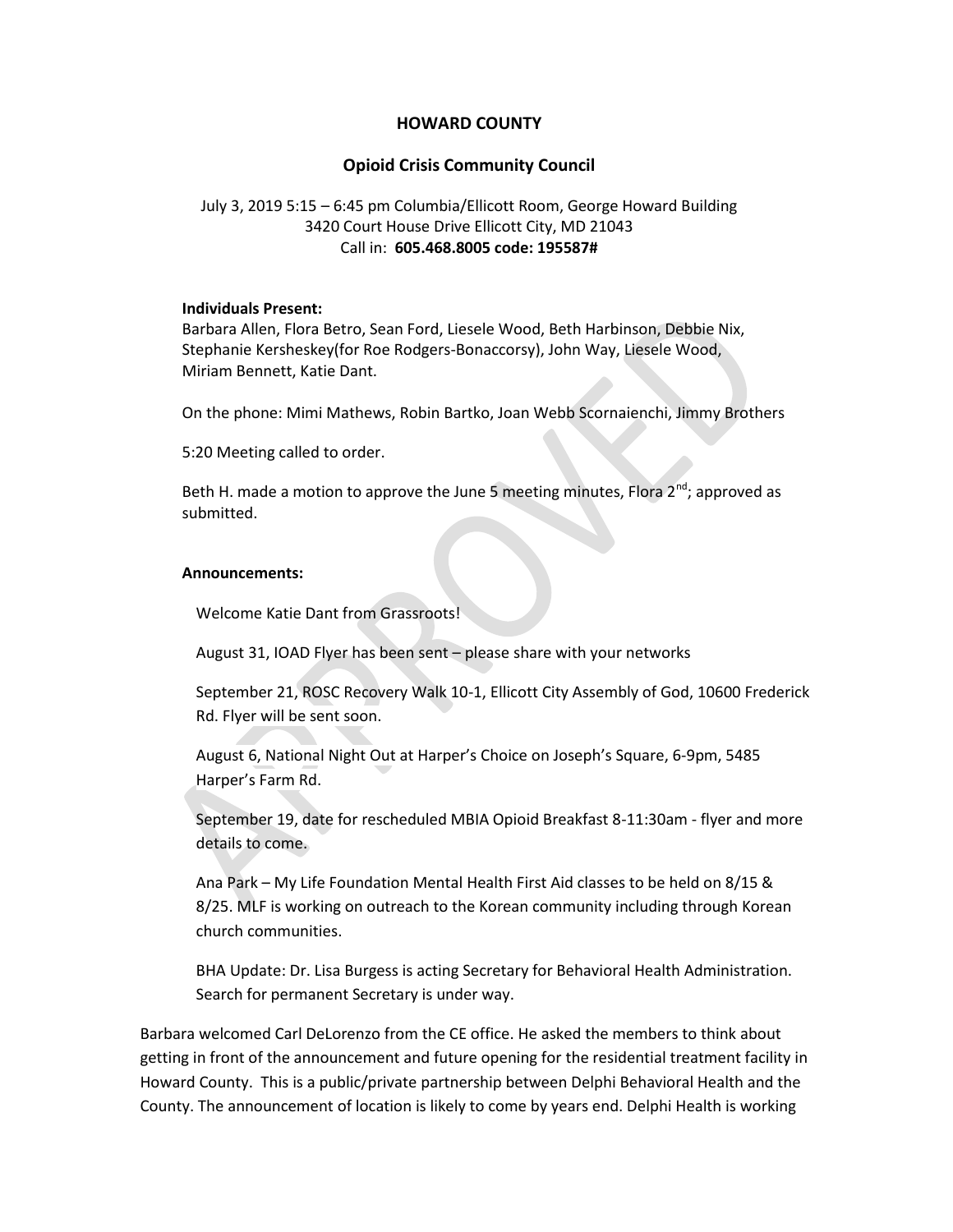# HOWARD COUNTY

## Opioid Crisis Community Council

July 3, 2019 5:15 – 6:45 pm Columbia/Ellicott Room, George Howard Building
3420 Court House Drive Ellicott City, MD 21043
Call in: **605.468.8005 code: 195587#**

**Individuals Present:**
Barbara Allen, Flora Betro, Sean Ford, Liesele Wood, Beth Harbinson, Debbie Nix, Stephanie Kersheskey(for Roe Rodgers-Bonaccorsy), John Way, Liesele Wood, Miriam Bennett, Katie Dant.

On the phone: Mimi Mathews, Robin Bartko, Joan Webb Scornaienchi, Jimmy Brothers

5:20 Meeting called to order.

Beth H. made a motion to approve the June 5 meeting minutes, Flora 2nd; approved as submitted.

**Announcements:**

Welcome Katie Dant from Grassroots!

August 31, IOAD Flyer has been sent – please share with your networks

September 21, ROSC Recovery Walk 10-1, Ellicott City Assembly of God, 10600 Frederick Rd. Flyer will be sent soon.

August 6, National Night Out at Harper's Choice on Joseph's Square, 6-9pm, 5485 Harper's Farm Rd.

September 19, date for rescheduled MBIA Opioid Breakfast 8-11:30am - flyer and more details to come.

Ana Park – My Life Foundation Mental Health First Aid classes to be held on 8/15 & 8/25. MLF is working on outreach to the Korean community including through Korean church communities.

BHA Update: Dr. Lisa Burgess is acting Secretary for Behavioral Health Administration. Search for permanent Secretary is under way.

Barbara welcomed Carl DeLorenzo from the CE office. He asked the members to think about getting in front of the announcement and future opening for the residential treatment facility in Howard County. This is a public/private partnership between Delphi Behavioral Health and the County. The announcement of location is likely to come by years end. Delphi Health is working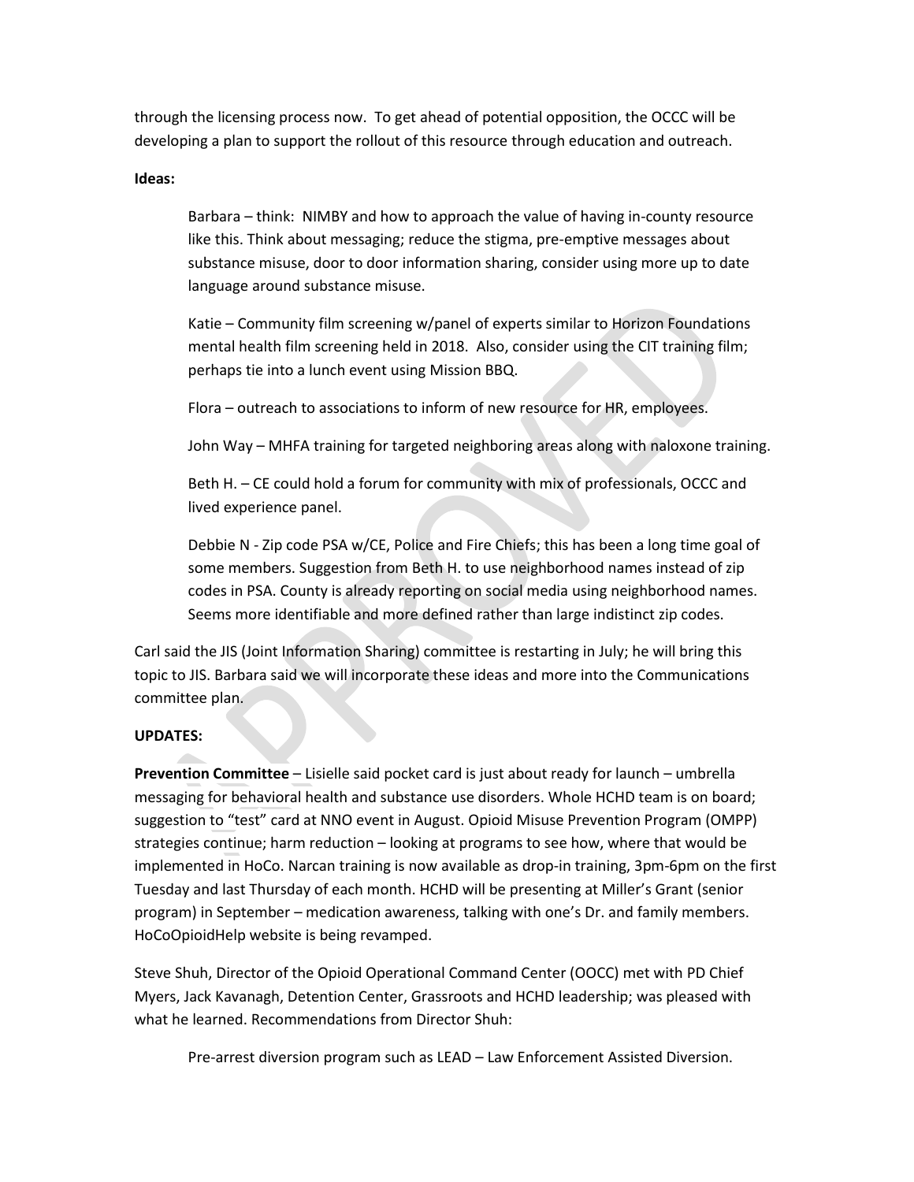through the licensing process now. To get ahead of potential opposition, the OCCC will be developing a plan to support the rollout of this resource through education and outreach.

**Ideas:**

> Barbara – think: NIMBY and how to approach the value of having in-county resource like this. Think about messaging; reduce the stigma, pre-emptive messages about substance misuse, door to door information sharing, consider using more up to date language around substance misuse.
>
> Katie – Community film screening w/panel of experts similar to Horizon Foundations mental health film screening held in 2018. Also, consider using the CIT training film; perhaps tie into a lunch event using Mission BBQ.
>
> Flora – outreach to associations to inform of new resource for HR, employees.
>
> John Way – MHFA training for targeted neighboring areas along with naloxone training.
>
> Beth H. – CE could hold a forum for community with mix of professionals, OCCC and lived experience panel.
>
> Debbie N - Zip code PSA w/CE, Police and Fire Chiefs; this has been a long time goal of some members. Suggestion from Beth H. to use neighborhood names instead of zip codes in PSA. County is already reporting on social media using neighborhood names. Seems more identifiable and more defined rather than large indistinct zip codes.

Carl said the JIS (Joint Information Sharing) committee is restarting in July; he will bring this topic to JIS. Barbara said we will incorporate these ideas and more into the Communications committee plan.

**UPDATES:**

**Prevention Committee** – Lisielle said pocket card is just about ready for launch – umbrella messaging for behavioral health and substance use disorders. Whole HCHD team is on board; suggestion to "test" card at NNO event in August. Opioid Misuse Prevention Program (OMPP) strategies continue; harm reduction – looking at programs to see how, where that would be implemented in HoCo. Narcan training is now available as drop-in training, 3pm-6pm on the first Tuesday and last Thursday of each month. HCHD will be presenting at Miller's Grant (senior program) in September – medication awareness, talking with one's Dr. and family members. HoCoOpioidHelp website is being revamped.

Steve Shuh, Director of the Opioid Operational Command Center (OOCC) met with PD Chief Myers, Jack Kavanagh, Detention Center, Grassroots and HCHD leadership; was pleased with what he learned. Recommendations from Director Shuh:

> Pre-arrest diversion program such as LEAD – Law Enforcement Assisted Diversion.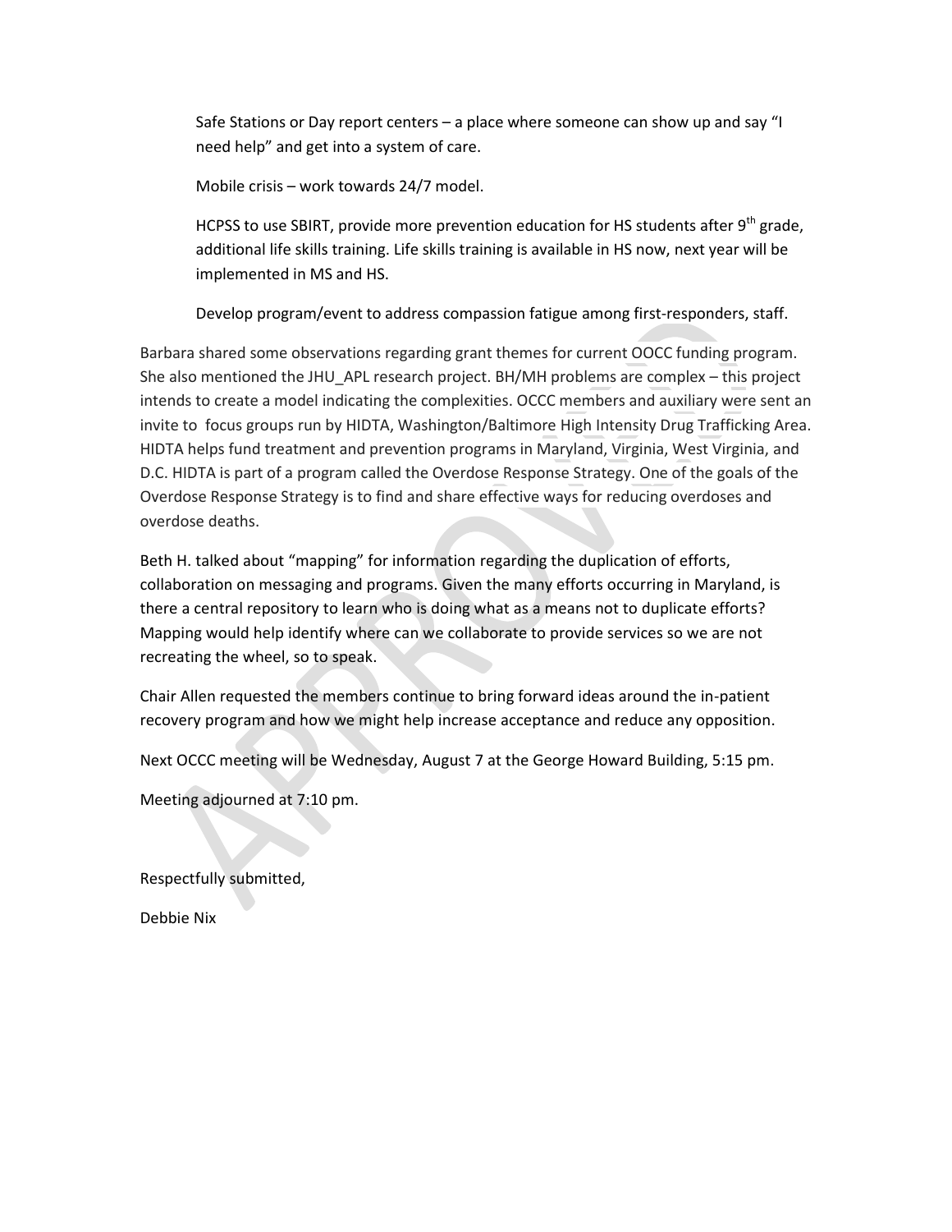Safe Stations or Day report centers – a place where someone can show up and say "I need help" and get into a system of care.

Mobile crisis – work towards 24/7 model.

HCPSS to use SBIRT, provide more prevention education for HS students after 9th grade, additional life skills training. Life skills training is available in HS now, next year will be implemented in MS and HS.

Develop program/event to address compassion fatigue among first-responders, staff.

Barbara shared some observations regarding grant themes for current OOCC funding program. She also mentioned the JHU_APL research project. BH/MH problems are complex – this project intends to create a model indicating the complexities. OCCC members and auxiliary were sent an invite to focus groups run by HIDTA, Washington/Baltimore High Intensity Drug Trafficking Area. HIDTA helps fund treatment and prevention programs in Maryland, Virginia, West Virginia, and D.C. HIDTA is part of a program called the Overdose Response Strategy. One of the goals of the Overdose Response Strategy is to find and share effective ways for reducing overdoses and overdose deaths.

Beth H. talked about "mapping" for information regarding the duplication of efforts, collaboration on messaging and programs. Given the many efforts occurring in Maryland, is there a central repository to learn who is doing what as a means not to duplicate efforts? Mapping would help identify where can we collaborate to provide services so we are not recreating the wheel, so to speak.

Chair Allen requested the members continue to bring forward ideas around the in-patient recovery program and how we might help increase acceptance and reduce any opposition.

Next OCCC meeting will be Wednesday, August 7 at the George Howard Building, 5:15 pm.

Meeting adjourned at 7:10 pm.

Respectfully submitted,

Debbie Nix